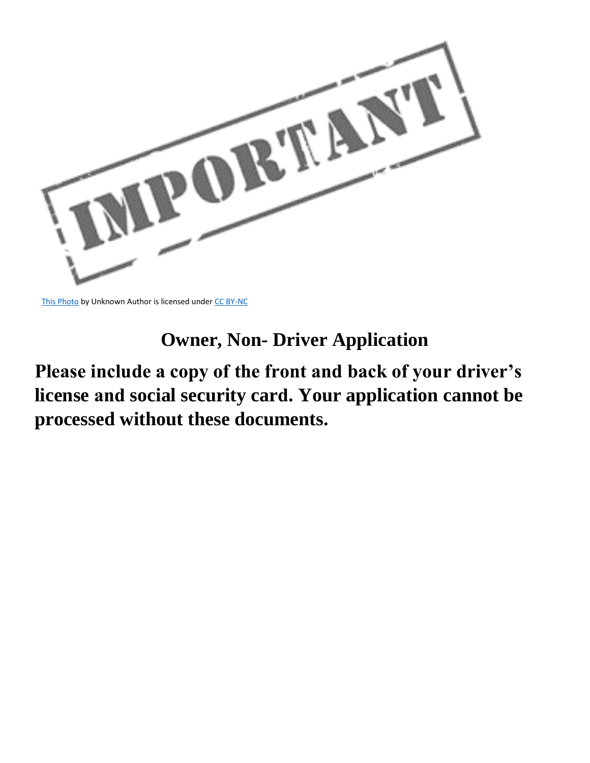IMPORTANT

This Photo by Unknown Author is licensed under CC BY-NC

# Owner, Non- Driver Application

**Please include a copy of the front and back of your driver's license and social security card. Your application cannot be processed without these documents.**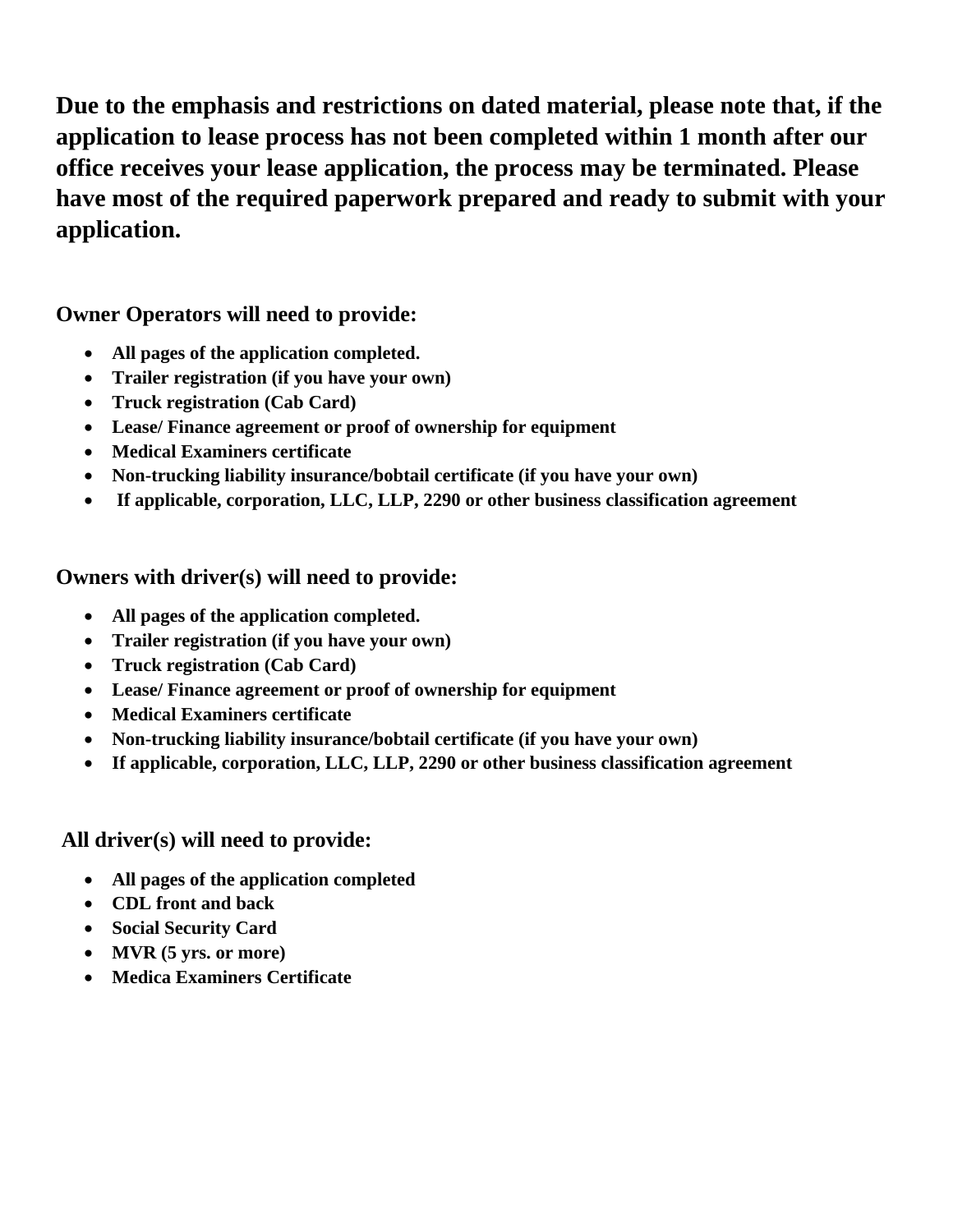**Due to the emphasis and restrictions on dated material, please note that, if the application to lease process has not been completed within 1 month after our office receives your lease application, the process may be terminated. Please have most of the required paperwork prepared and ready to submit with your application.**

**Owner Operators will need to provide:**

- **All pages of the application completed.**
- **Trailer registration (if you have your own)**
- **Truck registration (Cab Card)**
- **Lease/ Finance agreement or proof of ownership for equipment**
- **Medical Examiners certificate**
- **Non-trucking liability insurance/bobtail certificate (if you have your own)**
- **If applicable, corporation, LLC, LLP, 2290 or other business classification agreement**

**Owners with driver(s) will need to provide:**

- **All pages of the application completed.**
- **Trailer registration (if you have your own)**
- **Truck registration (Cab Card)**
- **Lease/ Finance agreement or proof of ownership for equipment**
- **Medical Examiners certificate**
- **Non-trucking liability insurance/bobtail certificate (if you have your own)**
- **If applicable, corporation, LLC, LLP, 2290 or other business classification agreement**

**All driver(s) will need to provide:**

- **All pages of the application completed**
- **CDL front and back**
- **Social Security Card**
- **MVR (5 yrs. or more)**
- **Medica Examiners Certificate**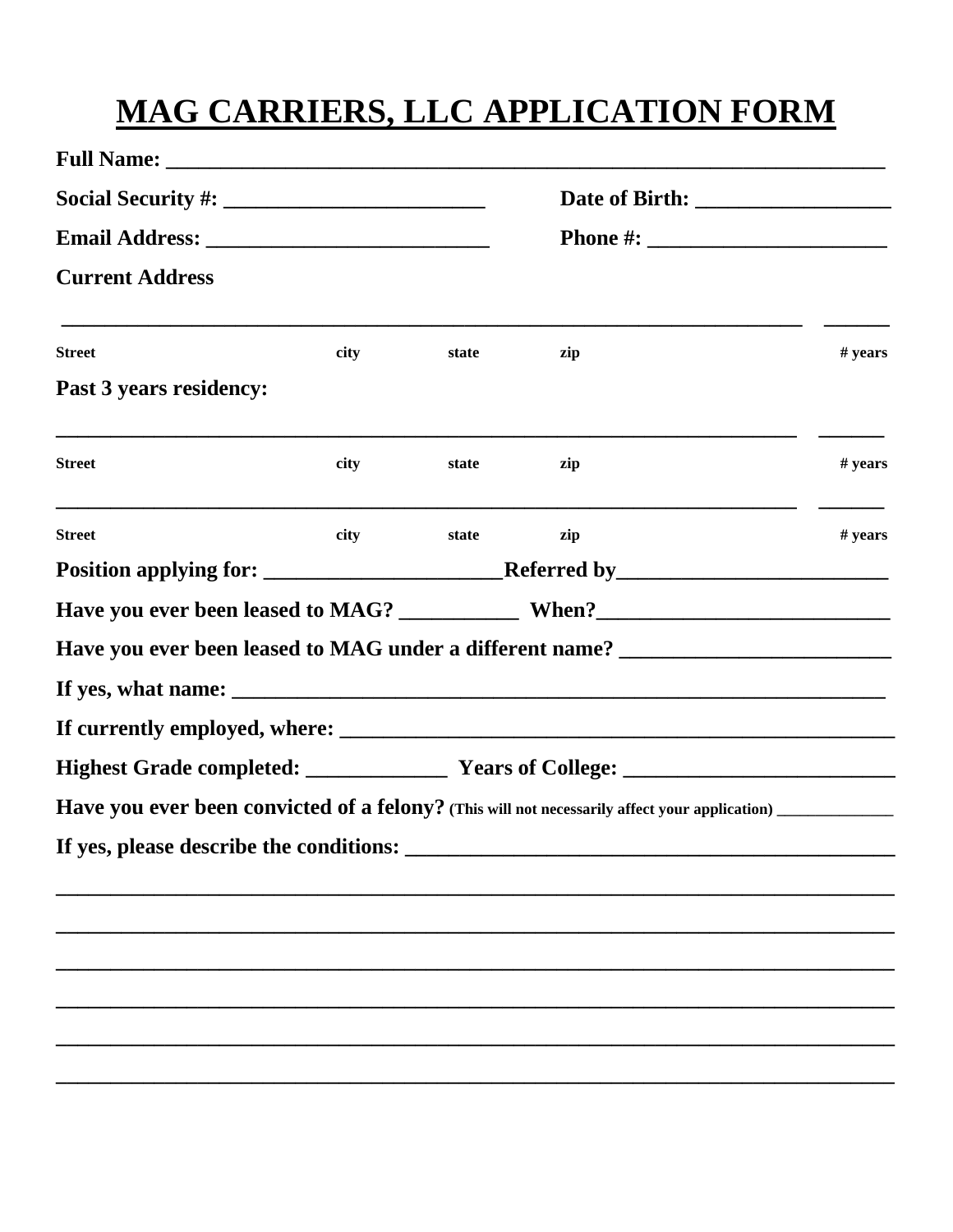# MAG CARRIERS, LLC APPLICATION FORM

**Full Name:** _______________________________________________________________

**Social Security #:** ________________________ **Date of Birth:** __________________

**Email Address:** __________________________ **Phone #:** ______________________

**Current Address**

_____________________________________________________________________ ______

**Street** **city** **state** **zip** **# years**

**Past 3 years residency:**

_____________________________________________________________________ ______

**Street** **city** **state** **zip** **# years**

_____________________________________________________________________ ______

**Street** **city** **state** **zip** **# years**

**Position applying for:** ______________________ **Referred by** _________________________

**Have you ever been leased to MAG?** ___________ **When?** ___________________________

**Have you ever been leased to MAG under a different name?** _________________________

**If yes, what name:** ______________________________________________________________

**If currently employed, where:** ____________________________________________________

**Highest Grade completed:** _____________ **Years of College:** _________________________

**Have you ever been convicted of a felony?** **(This will not necessarily affect your application)** _______________

**If yes, please describe the conditions:** ______________________________________________

______________________________________________________________________________

______________________________________________________________________________

______________________________________________________________________________

______________________________________________________________________________

______________________________________________________________________________

______________________________________________________________________________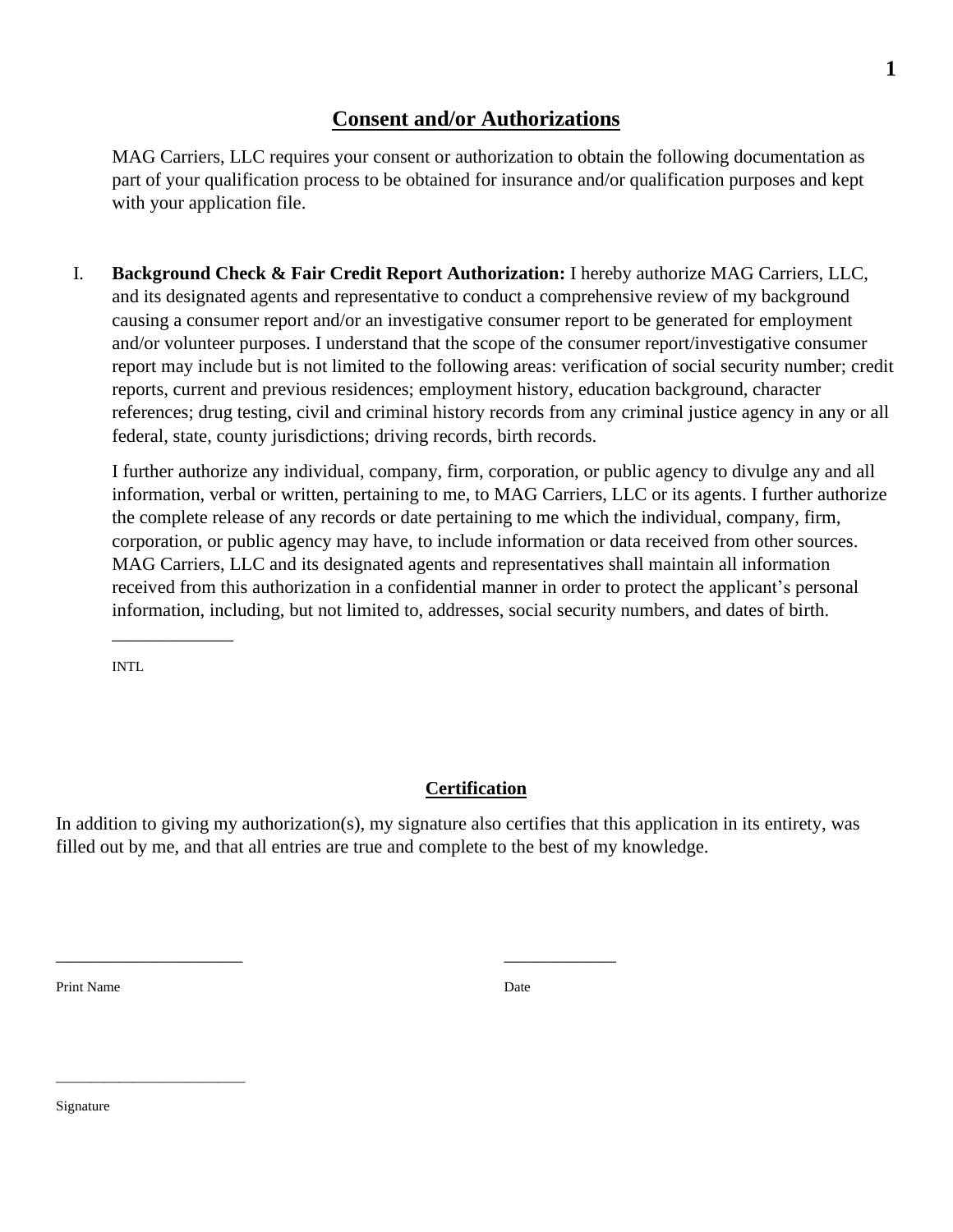## **Consent and/or Authorizations**

MAG Carriers, LLC requires your consent or authorization to obtain the following documentation as part of your qualification process to be obtained for insurance and/or qualification purposes and kept with your application file.

I. **Background Check & Fair Credit Report Authorization:** I hereby authorize MAG Carriers, LLC, and its designated agents and representative to conduct a comprehensive review of my background causing a consumer report and/or an investigative consumer report to be generated for employment and/or volunteer purposes. I understand that the scope of the consumer report/investigative consumer report may include but is not limited to the following areas: verification of social security number; credit reports, current and previous residences; employment history, education background, character references; drug testing, civil and criminal history records from any criminal justice agency in any or all federal, state, county jurisdictions; driving records, birth records.

   I further authorize any individual, company, firm, corporation, or public agency to divulge any and all information, verbal or written, pertaining to me, to MAG Carriers, LLC or its agents. I further authorize the complete release of any records or date pertaining to me which the individual, company, firm, corporation, or public agency may have, to include information or data received from other sources. MAG Carriers, LLC and its designated agents and representatives shall maintain all information received from this authorization in a confidential manner in order to protect the applicant's personal information, including, but not limited to, addresses, social security numbers, and dates of birth.

   _____________

   INTL

## **Certification**

In addition to giving my authorization(s), my signature also certifies that this application in its entirety, was filled out by me, and that all entries are true and complete to the best of my knowledge.

______________________ _____________

Print Name Date

________________________

Signature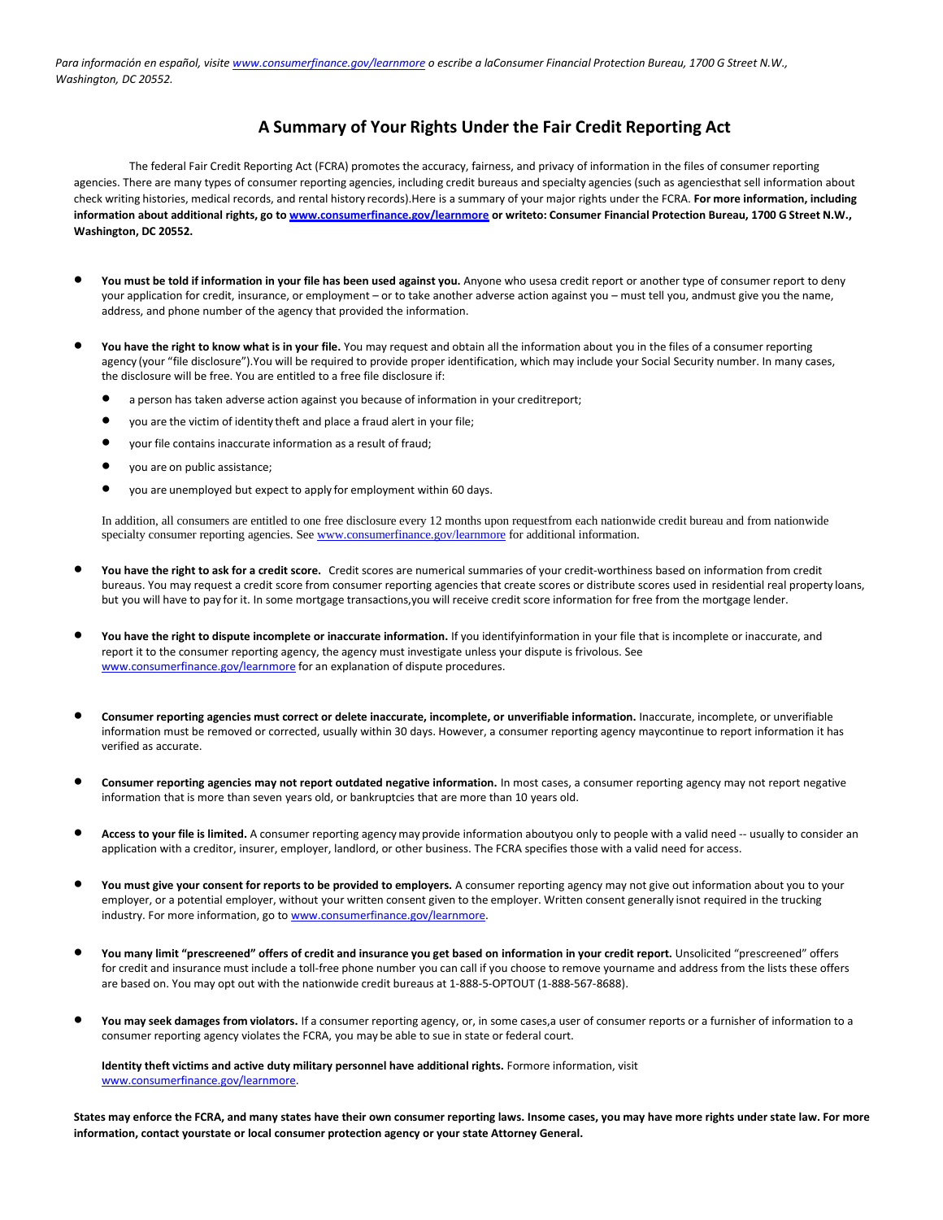*Para información en español, visite [www.consumerfinance.gov/learnmore](http://www.consumerfinance.gov/learnmore) o escribe a laConsumer Financial Protection Bureau, 1700 G Street N.W., Washington, DC 20552.*

# A Summary of Your Rights Under the Fair Credit Reporting Act

The federal Fair Credit Reporting Act (FCRA) promotes the accuracy, fairness, and privacy of information in the files of consumer reporting agencies. There are many types of consumer reporting agencies, including credit bureaus and specialty agencies (such as agenciesthat sell information about check writing histories, medical records, and rental history records).Here is a summary of your major rights under the FCRA. **For more information, including information about additional rights, go to [www.consumerfinance.gov/learnmore](http://www.consumerfinance.gov/learnmore) or writeto: Consumer Financial Protection Bureau, 1700 G Street N.W., Washington, DC 20552.**

- **You must be told if information in your file has been used against you.** Anyone who usesa credit report or another type of consumer report to deny your application for credit, insurance, or employment – or to take another adverse action against you – must tell you, andmust give you the name, address, and phone number of the agency that provided the information.

- **You have the right to know what is in your file.** You may request and obtain all the information about you in the files of a consumer reporting agency (your "file disclosure").You will be required to provide proper identification, which may include your Social Security number. In many cases, the disclosure will be free. You are entitled to a free file disclosure if:
  - a person has taken adverse action against you because of information in your creditreport;
  - you are the victim of identity theft and place a fraud alert in your file;
  - your file contains inaccurate information as a result of fraud;
  - you are on public assistance;
  - you are unemployed but expect to apply for employment within 60 days.

  In addition, all consumers are entitled to one free disclosure every 12 months upon requestfrom each nationwide credit bureau and from nationwide specialty consumer reporting agencies. See [www.consumerfinance.gov/learnmore](http://www.consumerfinance.gov/learnmore) for additional information.

- **You have the right to ask for a credit score.** Credit scores are numerical summaries of your credit-worthiness based on information from credit bureaus. You may request a credit score from consumer reporting agencies that create scores or distribute scores used in residential real property loans, but you will have to pay for it. In some mortgage transactions,you will receive credit score information for free from the mortgage lender.

- **You have the right to dispute incomplete or inaccurate information.** If you identifyinformation in your file that is incomplete or inaccurate, and report it to the consumer reporting agency, the agency must investigate unless your dispute is frivolous. See [www.consumerfinance.gov/learnmore](http://www.consumerfinance.gov/learnmore) for an explanation of dispute procedures.

- **Consumer reporting agencies must correct or delete inaccurate, incomplete, or unverifiable information.** Inaccurate, incomplete, or unverifiable information must be removed or corrected, usually within 30 days. However, a consumer reporting agency maycontinue to report information it has verified as accurate.

- **Consumer reporting agencies may not report outdated negative information.** In most cases, a consumer reporting agency may not report negative information that is more than seven years old, or bankruptcies that are more than 10 years old.

- **Access to your file is limited.** A consumer reporting agency may provide information aboutyou only to people with a valid need -- usually to consider an application with a creditor, insurer, employer, landlord, or other business. The FCRA specifies those with a valid need for access.

- **You must give your consent for reports to be provided to employers.** A consumer reporting agency may not give out information about you to your employer, or a potential employer, without your written consent given to the employer. Written consent generally isnot required in the trucking industry. For more information, go to [www.consumerfinance.gov/learnmore](http://www.consumerfinance.gov/learnmore).

- **You many limit "prescreened" offers of credit and insurance you get based on information in your credit report.** Unsolicited "prescreened" offers for credit and insurance must include a toll-free phone number you can call if you choose to remove yourname and address from the lists these offers are based on. You may opt out with the nationwide credit bureaus at 1-888-5-OPTOUT (1-888-567-8688).

- **You may seek damages from violators.** If a consumer reporting agency, or, in some cases,a user of consumer reports or a furnisher of information to a consumer reporting agency violates the FCRA, you may be able to sue in state or federal court.

  **Identity theft victims and active duty military personnel have additional rights.** Formore information, visit [www.consumerfinance.gov/learnmore](http://www.consumerfinance.gov/learnmore).

**States may enforce the FCRA, and many states have their own consumer reporting laws. Insome cases, you may have more rights under state law. For more information, contact yourstate or local consumer protection agency or your state Attorney General.**